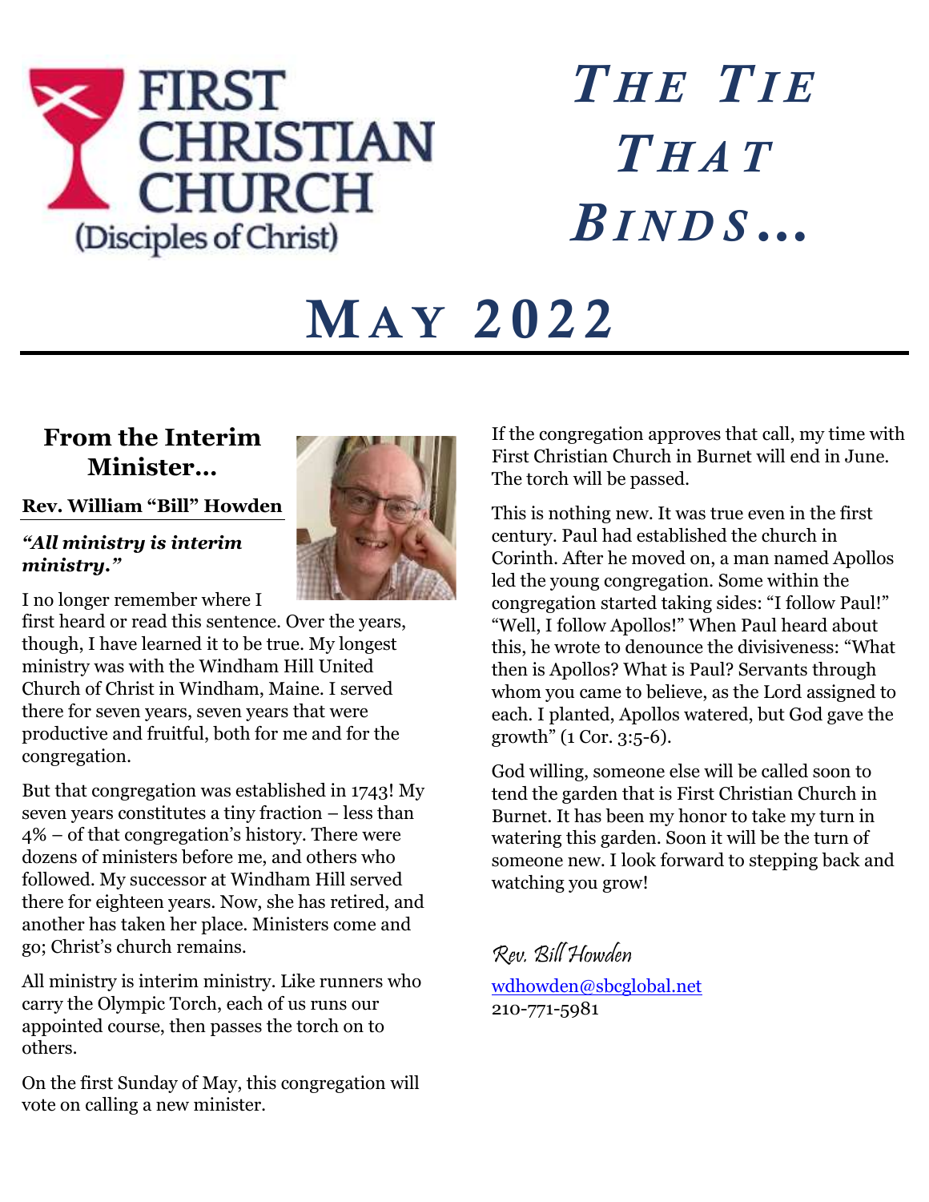FIRST CHRISTIAN CHURCH
(Disciples of Christ)

# *The Tie That Binds…*

# May 2022

## From the Interim Minister…

**Rev. William "Bill" Howden**

***"All ministry is interim ministry."***

I no longer remember where I first heard or read this sentence. Over the years, though, I have learned it to be true. My longest ministry was with the Windham Hill United Church of Christ in Windham, Maine. I served there for seven years, seven years that were productive and fruitful, both for me and for the congregation.

But that congregation was established in 1743! My seven years constitutes a tiny fraction – less than 4% – of that congregation's history. There were dozens of ministers before me, and others who followed. My successor at Windham Hill served there for eighteen years. Now, she has retired, and another has taken her place. Ministers come and go; Christ's church remains.

All ministry is interim ministry. Like runners who carry the Olympic Torch, each of us runs our appointed course, then passes the torch on to others.

On the first Sunday of May, this congregation will vote on calling a new minister. If the congregation approves that call, my time with First Christian Church in Burnet will end in June. The torch will be passed.

This is nothing new. It was true even in the first century. Paul had established the church in Corinth. After he moved on, a man named Apollos led the young congregation. Some within the congregation started taking sides: "I follow Paul!" "Well, I follow Apollos!" When Paul heard about this, he wrote to denounce the divisiveness: "What then is Apollos? What is Paul? Servants through whom you came to believe, as the Lord assigned to each. I planted, Apollos watered, but God gave the growth" (1 Cor. 3:5-6).

God willing, someone else will be called soon to tend the garden that is First Christian Church in Burnet. It has been my honor to take my turn in watering this garden. Soon it will be the turn of someone new. I look forward to stepping back and watching you grow!

*Rev. Bill Howden*

wdhowden@sbcglobal.net
210-771-5981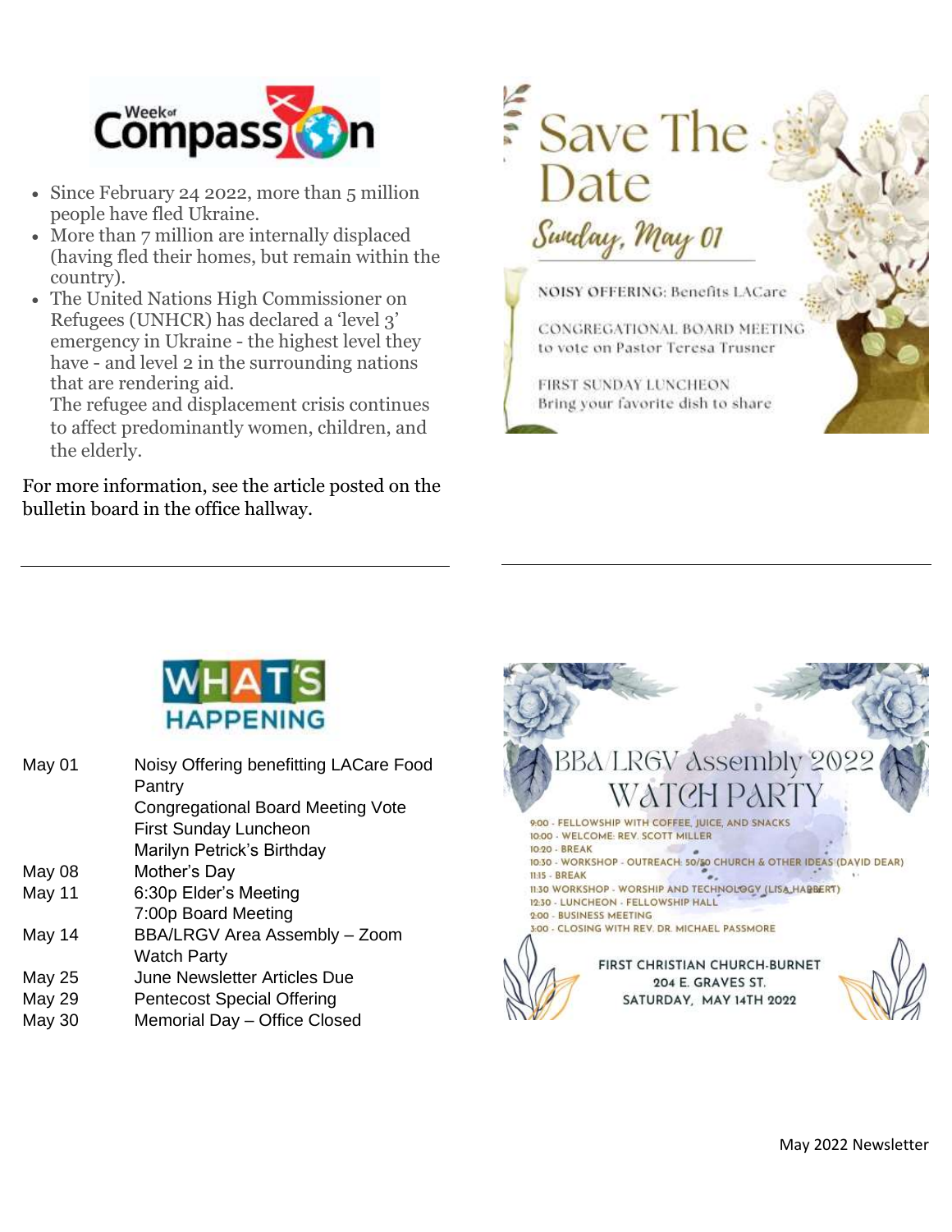# Week of Compassion

- Since February 24 2022, more than 5 million people have fled Ukraine.
- More than 7 million are internally displaced (having fled their homes, but remain within the country).
- The United Nations High Commissioner on Refugees (UNHCR) has declared a 'level 3' emergency in Ukraine - the highest level they have - and level 2 in the surrounding nations that are rendering aid.
  The refugee and displacement crisis continues to affect predominantly women, children, and the elderly.

For more information, see the article posted on the bulletin board in the office hallway.

---

# Save The Date

*Sunday, May 01*

NOISY OFFERING: Benefits LACare

CONGREGATIONAL BOARD MEETING to vote on Pastor Teresa Trusner

FIRST SUNDAY LUNCHEON Bring your favorite dish to share

---

# WHAT'S HAPPENING

| | |
|---|---|
| May 01 | Noisy Offering benefitting LACare Food Pantry<br>Congregational Board Meeting Vote<br>First Sunday Luncheon<br>Marilyn Petrick's Birthday |
| May 08 | Mother's Day |
| May 11 | 6:30p Elder's Meeting<br>7:00p Board Meeting |
| May 14 | BBA/LRGV Area Assembly – Zoom Watch Party |
| May 25 | June Newsletter Articles Due |
| May 29 | Pentecost Special Offering |
| May 30 | Memorial Day – Office Closed |

# BBA/LRGV Assembly 2022 WATCH PARTY

9:00 - FELLOWSHIP WITH COFFEE, JUICE, AND SNACKS
10:00 - WELCOME: REV. SCOTT MILLER
10:20 - BREAK
10:30 - WORKSHOP - OUTREACH: 50/50 CHURCH & OTHER IDEAS (DAVID DEAR)
11:15 - BREAK
11:30 WORKSHOP - WORSHIP AND TECHNOLOGY (LISA HABBERT)
12:30 - LUNCHEON - FELLOWSHIP HALL
2:00 - BUSINESS MEETING
3:00 - CLOSING WITH REV. DR. MICHAEL PASSMORE

FIRST CHRISTIAN CHURCH-BURNET
204 E. GRAVES ST.
SATURDAY, MAY 14TH 2022

May 2022 Newsletter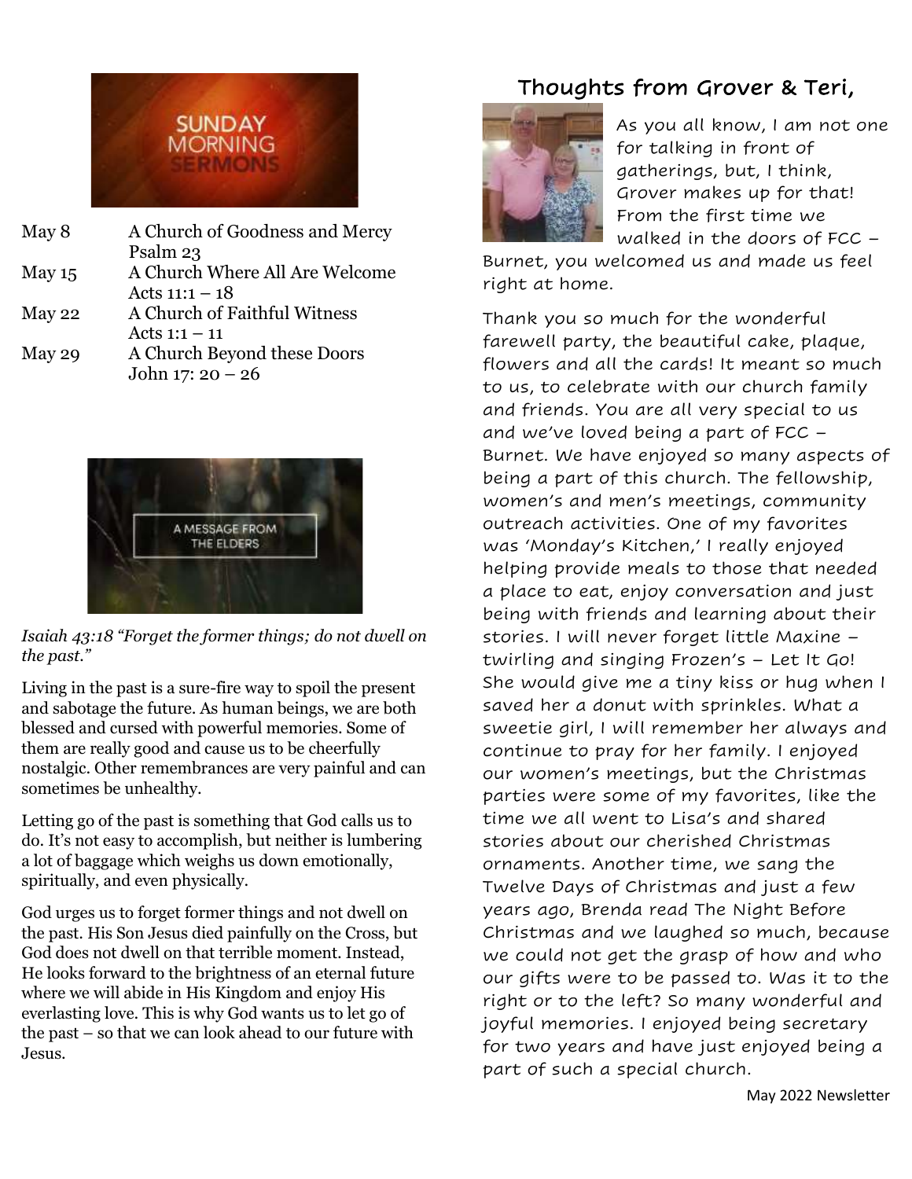SUNDAY MORNING SERMONS

| | | |
|---|---|---|
| May 8 | A Church of Goodness and Mercy | Psalm 23 |
| May 15 | A Church Where All Are Welcome | Acts 11:1 – 18 |
| May 22 | A Church of Faithful Witness | Acts 1:1 – 11 |
| May 29 | A Church Beyond these Doors | John 17: 20 – 26 |

A MESSAGE FROM THE ELDERS

*Isaiah 43:18 "Forget the former things; do not dwell on the past."*

Living in the past is a sure-fire way to spoil the present and sabotage the future. As human beings, we are both blessed and cursed with powerful memories. Some of them are really good and cause us to be cheerfully nostalgic. Other remembrances are very painful and can sometimes be unhealthy.

Letting go of the past is something that God calls us to do. It's not easy to accomplish, but neither is lumbering a lot of baggage which weighs us down emotionally, spiritually, and even physically.

God urges us to forget former things and not dwell on the past. His Son Jesus died painfully on the Cross, but God does not dwell on that terrible moment. Instead, He looks forward to the brightness of an eternal future where we will abide in His Kingdom and enjoy His everlasting love. This is why God wants us to let go of the past – so that we can look ahead to our future with Jesus.

## Thoughts from Grover & Teri,

As you all know, I am not one for talking in front of gatherings, but, I think, Grover makes up for that! From the first time we walked in the doors of FCC – Burnet, you welcomed us and made us feel right at home.

Thank you so much for the wonderful farewell party, the beautiful cake, plaque, flowers and all the cards! It meant so much to us, to celebrate with our church family and friends. You are all very special to us and we've loved being a part of FCC – Burnet. We have enjoyed so many aspects of being a part of this church. The fellowship, women's and men's meetings, community outreach activities. One of my favorites was 'Monday's Kitchen,' I really enjoyed helping provide meals to those that needed a place to eat, enjoy conversation and just being with friends and learning about their stories. I will never forget little Maxine – twirling and singing Frozen's – Let It Go! She would give me a tiny kiss or hug when I saved her a donut with sprinkles. What a sweetie girl, I will remember her always and continue to pray for her family. I enjoyed our women's meetings, but the Christmas parties were some of my favorites, like the time we all went to Lisa's and shared stories about our cherished Christmas ornaments. Another time, we sang the Twelve Days of Christmas and just a few years ago, Brenda read The Night Before Christmas and we laughed so much, because we could not get the grasp of how and who our gifts were to be passed to. Was it to the right or to the left? So many wonderful and joyful memories. I enjoyed being secretary for two years and have just enjoyed being a part of such a special church.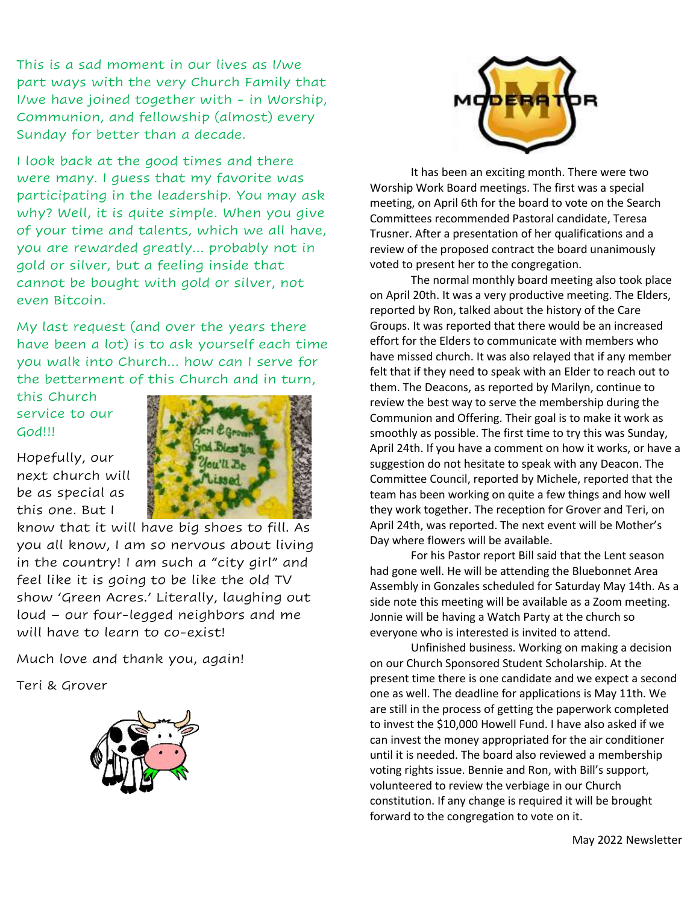This is a sad moment in our lives as I/we part ways with the very Church Family that I/we have joined together with - in Worship, Communion, and fellowship (almost) every Sunday for better than a decade.

I look back at the good times and there were many. I guess that my favorite was participating in the leadership. You may ask why? Well, it is quite simple. When you give of your time and talents, which we all have, you are rewarded greatly... probably not in gold or silver, but a feeling inside that cannot be bought with gold or silver, not even Bitcoin.

My last request (and over the years there have been a lot) is to ask yourself each time you walk into Church... how can I serve for the betterment of this Church and in turn, this Church service to our God!!!

Hopefully, our next church will be as special as this one. But I know that it will have big shoes to fill. As you all know, I am so nervous about living in the country! I am such a "city girl" and feel like it is going to be like the old TV show 'Green Acres.' Literally, laughing out loud – our four-legged neighbors and me will have to learn to co-exist!

Much love and thank you, again!

Teri & Grover

## MODERATOR

It has been an exciting month. There were two Worship Work Board meetings. The first was a special meeting, on April 6th for the board to vote on the Search Committees recommended Pastoral candidate, Teresa Trusner. After a presentation of her qualifications and a review of the proposed contract the board unanimously voted to present her to the congregation.

The normal monthly board meeting also took place on April 20th. It was a very productive meeting. The Elders, reported by Ron, talked about the history of the Care Groups. It was reported that there would be an increased effort for the Elders to communicate with members who have missed church. It was also relayed that if any member felt that if they need to speak with an Elder to reach out to them. The Deacons, as reported by Marilyn, continue to review the best way to serve the membership during the Communion and Offering. Their goal is to make it work as smoothly as possible. The first time to try this was Sunday, April 24th. If you have a comment on how it works, or have a suggestion do not hesitate to speak with any Deacon. The Committee Council, reported by Michele, reported that the team has been working on quite a few things and how well they work together. The reception for Grover and Teri, on April 24th, was reported. The next event will be Mother's Day where flowers will be available.

For his Pastor report Bill said that the Lent season had gone well. He will be attending the Bluebonnet Area Assembly in Gonzales scheduled for Saturday May 14th. As a side note this meeting will be available as a Zoom meeting. Jonnie will be having a Watch Party at the church so everyone who is interested is invited to attend.

Unfinished business. Working on making a decision on our Church Sponsored Student Scholarship. At the present time there is one candidate and we expect a second one as well. The deadline for applications is May 11th. We are still in the process of getting the paperwork completed to invest the $10,000 Howell Fund. I have also asked if we can invest the money appropriated for the air conditioner until it is needed. The board also reviewed a membership voting rights issue. Bennie and Ron, with Bill's support, volunteered to review the verbiage in our Church constitution. If any change is required it will be brought forward to the congregation to vote on it.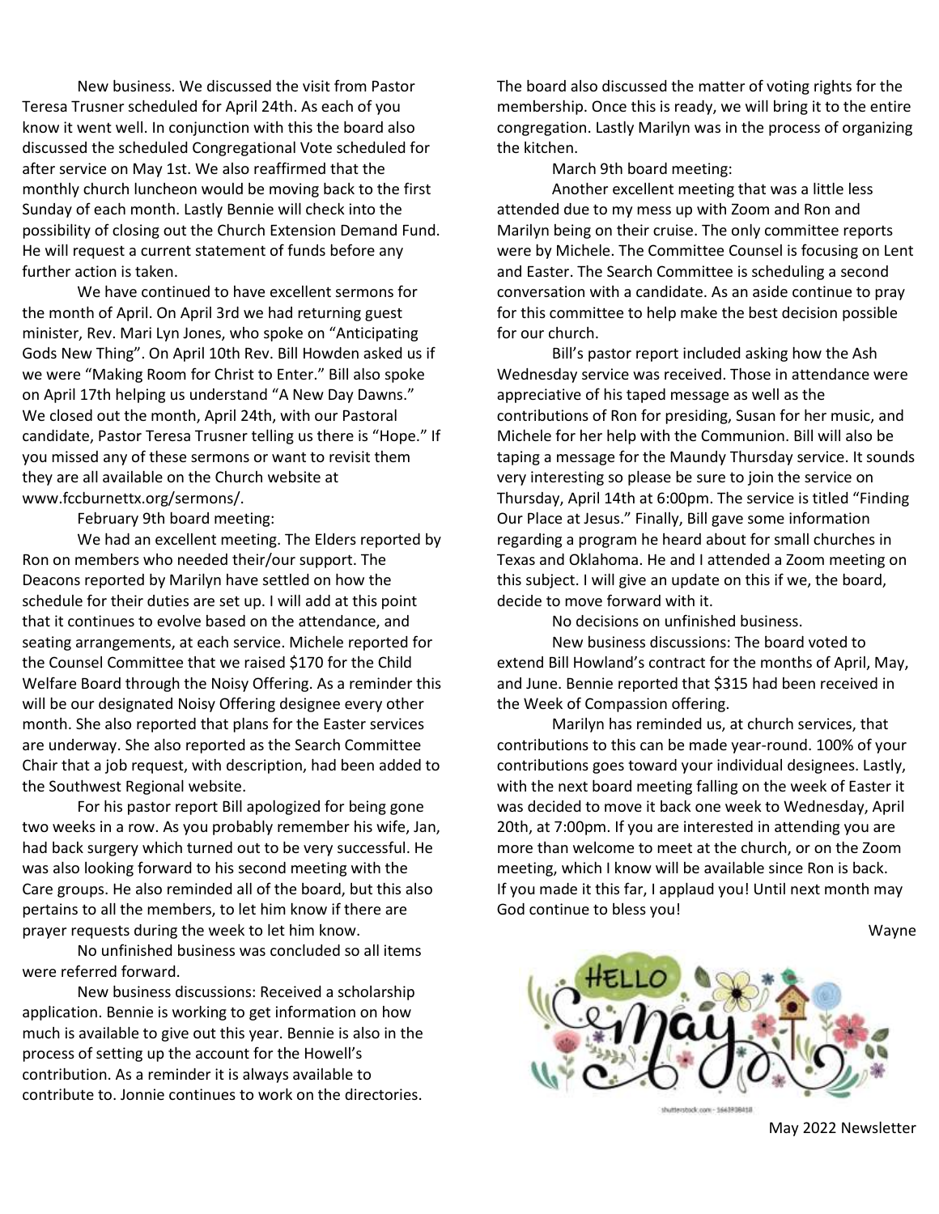New business. We discussed the visit from Pastor Teresa Trusner scheduled for April 24th. As each of you know it went well. In conjunction with this the board also discussed the scheduled Congregational Vote scheduled for after service on May 1st. We also reaffirmed that the monthly church luncheon would be moving back to the first Sunday of each month. Lastly Bennie will check into the possibility of closing out the Church Extension Demand Fund. He will request a current statement of funds before any further action is taken.

We have continued to have excellent sermons for the month of April. On April 3rd we had returning guest minister, Rev. Mari Lyn Jones, who spoke on "Anticipating Gods New Thing". On April 10th Rev. Bill Howden asked us if we were "Making Room for Christ to Enter." Bill also spoke on April 17th helping us understand "A New Day Dawns." We closed out the month, April 24th, with our Pastoral candidate, Pastor Teresa Trusner telling us there is "Hope." If you missed any of these sermons or want to revisit them they are all available on the Church website at www.fccburnettx.org/sermons/.

February 9th board meeting:

We had an excellent meeting. The Elders reported by Ron on members who needed their/our support. The Deacons reported by Marilyn have settled on how the schedule for their duties are set up. I will add at this point that it continues to evolve based on the attendance, and seating arrangements, at each service. Michele reported for the Counsel Committee that we raised $170 for the Child Welfare Board through the Noisy Offering. As a reminder this will be our designated Noisy Offering designee every other month. She also reported that plans for the Easter services are underway. She also reported as the Search Committee Chair that a job request, with description, had been added to the Southwest Regional website.

For his pastor report Bill apologized for being gone two weeks in a row. As you probably remember his wife, Jan, had back surgery which turned out to be very successful. He was also looking forward to his second meeting with the Care groups. He also reminded all of the board, but this also pertains to all the members, to let him know if there are prayer requests during the week to let him know.

No unfinished business was concluded so all items were referred forward.

New business discussions: Received a scholarship application. Bennie is working to get information on how much is available to give out this year. Bennie is also in the process of setting up the account for the Howell's contribution. As a reminder it is always available to contribute to. Jonnie continues to work on the directories. The board also discussed the matter of voting rights for the membership. Once this is ready, we will bring it to the entire congregation. Lastly Marilyn was in the process of organizing the kitchen.

March 9th board meeting:

Another excellent meeting that was a little less attended due to my mess up with Zoom and Ron and Marilyn being on their cruise. The only committee reports were by Michele. The Committee Counsel is focusing on Lent and Easter. The Search Committee is scheduling a second conversation with a candidate. As an aside continue to pray for this committee to help make the best decision possible for our church.

Bill's pastor report included asking how the Ash Wednesday service was received. Those in attendance were appreciative of his taped message as well as the contributions of Ron for presiding, Susan for her music, and Michele for her help with the Communion. Bill will also be taping a message for the Maundy Thursday service. It sounds very interesting so please be sure to join the service on Thursday, April 14th at 6:00pm. The service is titled "Finding Our Place at Jesus." Finally, Bill gave some information regarding a program he heard about for small churches in Texas and Oklahoma. He and I attended a Zoom meeting on this subject. I will give an update on this if we, the board, decide to move forward with it.

No decisions on unfinished business.

New business discussions: The board voted to extend Bill Howland's contract for the months of April, May, and June. Bennie reported that $315 had been received in the Week of Compassion offering.

Marilyn has reminded us, at church services, that contributions to this can be made year-round. 100% of your contributions goes toward your individual designees. Lastly, with the next board meeting falling on the week of Easter it was decided to move it back one week to Wednesday, April 20th, at 7:00pm. If you are interested in attending you are more than welcome to meet at the church, or on the Zoom meeting, which I know will be available since Ron is back. If you made it this far, I applaud you! Until next month may God continue to bless you!

Wayne

HELLO May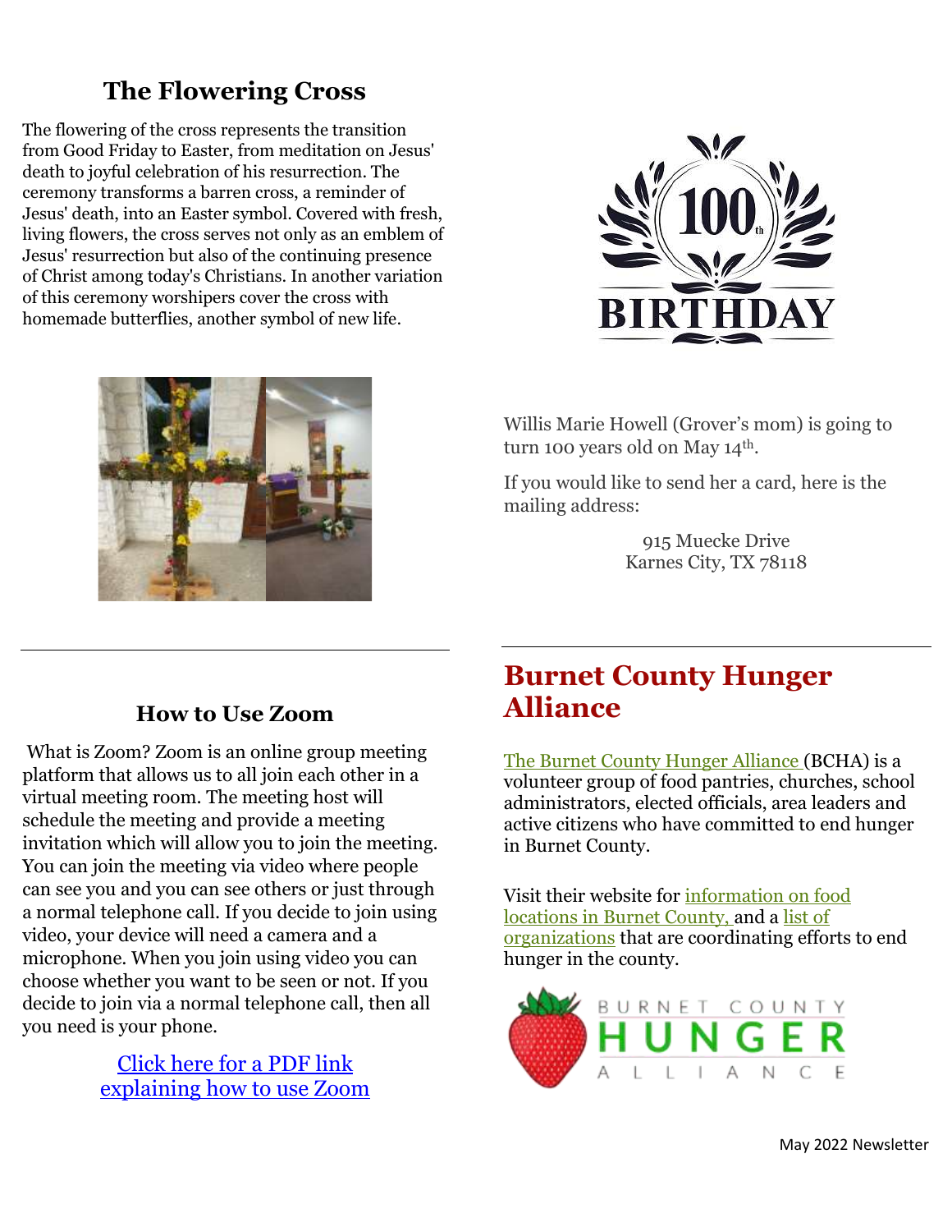## The Flowering Cross

The flowering of the cross represents the transition from Good Friday to Easter, from meditation on Jesus' death to joyful celebration of his resurrection. The ceremony transforms a barren cross, a reminder of Jesus' death, into an Easter symbol. Covered with fresh, living flowers, the cross serves not only as an emblem of Jesus' resurrection but also of the continuing presence of Christ among today's Christians. In another variation of this ceremony worshipers cover the cross with homemade butterflies, another symbol of new life.

100th BIRTHDAY

Willis Marie Howell (Grover's mom) is going to turn 100 years old on May 14th.

If you would like to send her a card, here is the mailing address:

915 Muecke Drive
Karnes City, TX 78118

---

## How to Use Zoom

What is Zoom? Zoom is an online group meeting platform that allows us to all join each other in a virtual meeting room. The meeting host will schedule the meeting and provide a meeting invitation which will allow you to join the meeting. You can join the meeting via video where people can see you and you can see others or just through a normal telephone call. If you decide to join using video, your device will need a camera and a microphone. When you join using video you can choose whether you want to be seen or not. If you decide to join via a normal telephone call, then all you need is your phone.

Click here for a PDF link explaining how to use Zoom

---

## Burnet County Hunger Alliance

The Burnet County Hunger Alliance (BCHA) is a volunteer group of food pantries, churches, school administrators, elected officials, area leaders and active citizens who have committed to end hunger in Burnet County.

Visit their website for information on food locations in Burnet County, and a list of organizations that are coordinating efforts to end hunger in the county.

BURNET COUNTY HUNGER ALLIANCE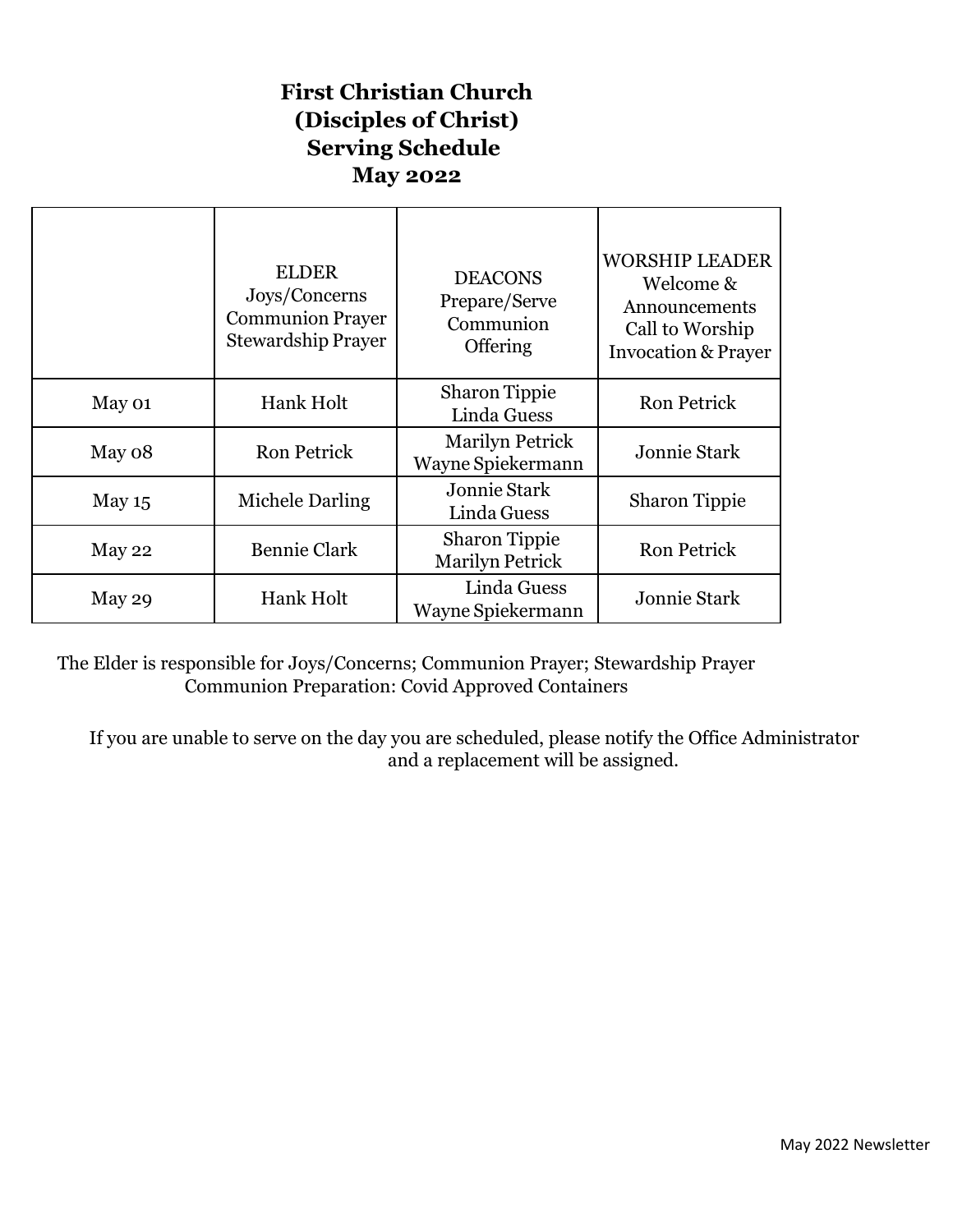# First Christian Church (Disciples of Christ) Serving Schedule May 2022

| | ELDER<br>Joys/Concerns<br>Communion Prayer<br>Stewardship Prayer | DEACONS<br>Prepare/Serve<br>Communion<br>Offering | WORSHIP LEADER<br>Welcome &<br>Announcements<br>Call to Worship<br>Invocation & Prayer |
|---|---|---|---|
| May 01 | Hank Holt | Sharon Tippie<br>Linda Guess | Ron Petrick |
| May 08 | Ron Petrick | Marilyn Petrick<br>Wayne Spiekermann | Jonnie Stark |
| May 15 | Michele Darling | Jonnie Stark<br>Linda Guess | Sharon Tippie |
| May 22 | Bennie Clark | Sharon Tippie<br>Marilyn Petrick | Ron Petrick |
| May 29 | Hank Holt | Linda Guess<br>Wayne Spiekermann | Jonnie Stark |

The Elder is responsible for Joys/Concerns; Communion Prayer; Stewardship Prayer
Communion Preparation: Covid Approved Containers

If you are unable to serve on the day you are scheduled, please notify the Office Administrator and a replacement will be assigned.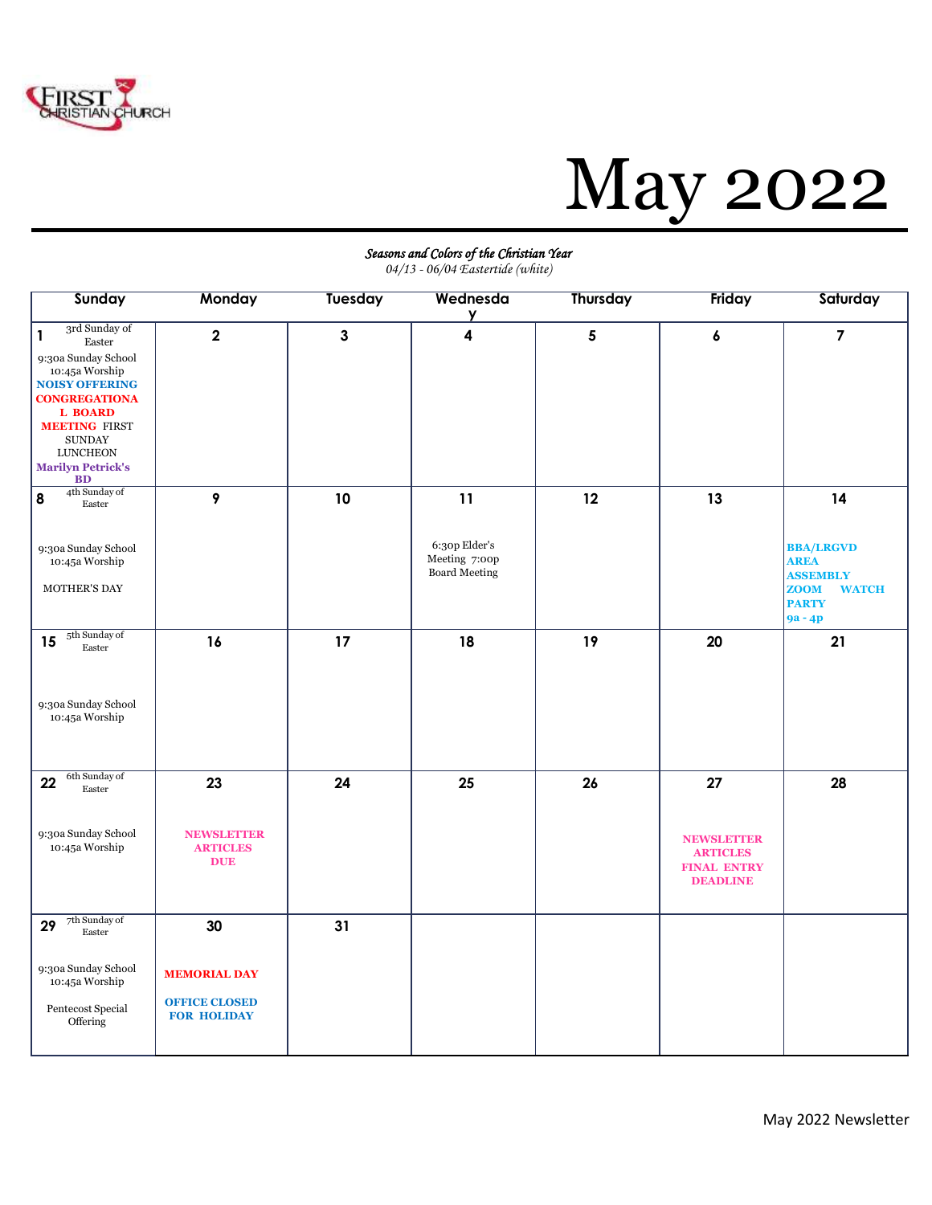FIRST CHRISTIAN CHURCH

# May 2022

*Seasons and Colors of the Christian Year*
*04/13 - 06/04 Eastertide (white)*

| Sunday | Monday | Tuesday | Wednesday | Thursday | Friday | Saturday |
|---|---|---|---|---|---|---|
| **1** 3rd Sunday of Easter<br>9:30a Sunday School<br>10:45a Worship<br>**NOISY OFFERING**<br>**CONGREGATIONAL BOARD MEETING** FIRST SUNDAY LUNCHEON<br>**Marilyn Petrick's BD** | **2** | **3** | **4** | **5** | **6** | **7** |
| **8** 4th Sunday of Easter<br>9:30a Sunday School<br>10:45a Worship<br>MOTHER'S DAY | **9** | **10** | **11**<br>6:30p Elder's Meeting 7:00p Board Meeting | **12** | **13** | **14**<br>**BBA/LRGVD AREA ASSEMBLY ZOOM WATCH PARTY 9a - 4p** |
| **15** 5th Sunday of Easter<br>9:30a Sunday School<br>10:45a Worship | **16** | **17** | **18** | **19** | **20** | **21** |
| **22** 6th Sunday of Easter<br>9:30a Sunday School<br>10:45a Worship | **23**<br>**NEWSLETTER ARTICLES DUE** | **24** | **25** | **26** | **27**<br>**NEWSLETTER ARTICLES FINAL ENTRY DEADLINE** | **28** |
| **29** 7th Sunday of Easter<br>9:30a Sunday School<br>10:45a Worship<br>Pentecost Special Offering | **30**<br>**MEMORIAL DAY**<br>**OFFICE CLOSED FOR HOLIDAY** | **31** | | | | |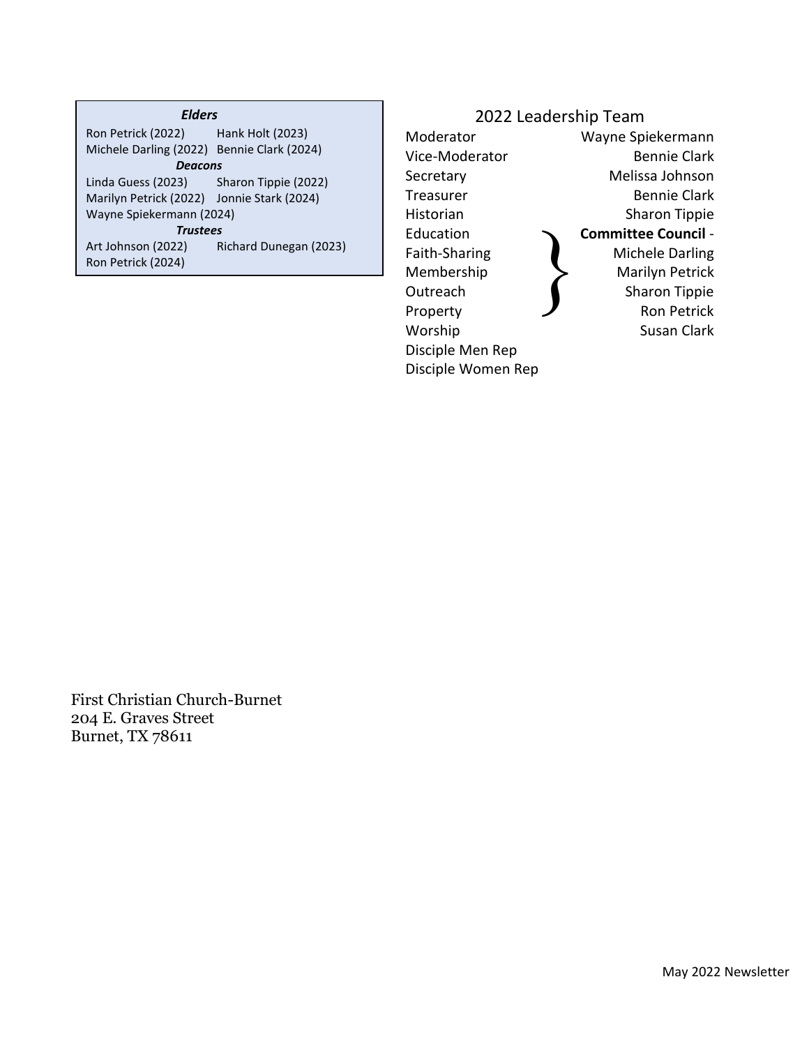***Elders***

| | |
|---|---|
| Ron Petrick (2022) | Hank Holt (2023) |
| Michele Darling (2022) | Bennie Clark (2024) |

***Deacons***

| | |
|---|---|
| Linda Guess (2023) | Sharon Tippie (2022) |
| Marilyn Petrick (2022) | Jonnie Stark (2024) |
| Wayne Spiekermann (2024) | |

***Trustees***

| | |
|---|---|
| Art Johnson (2022) | Richard Dunegan (2023) |
| Ron Petrick (2024) | |

## 2022 Leadership Team

| | |
|---|---|
| Moderator | Wayne Spiekermann |
| Vice-Moderator | Bennie Clark |
| Secretary | Melissa Johnson |
| Treasurer | Bennie Clark |
| Historian | Sharon Tippie |
| Education | **Committee Council** - |
| Faith-Sharing | Michele Darling |
| Membership | Marilyn Petrick |
| Outreach | Sharon Tippie |
| Property | Ron Petrick |
| Worship | Susan Clark |
| Disciple Men Rep | |
| Disciple Women Rep | |

First Christian Church-Burnet
204 E. Graves Street
Burnet, TX 78611

May 2022 Newsletter